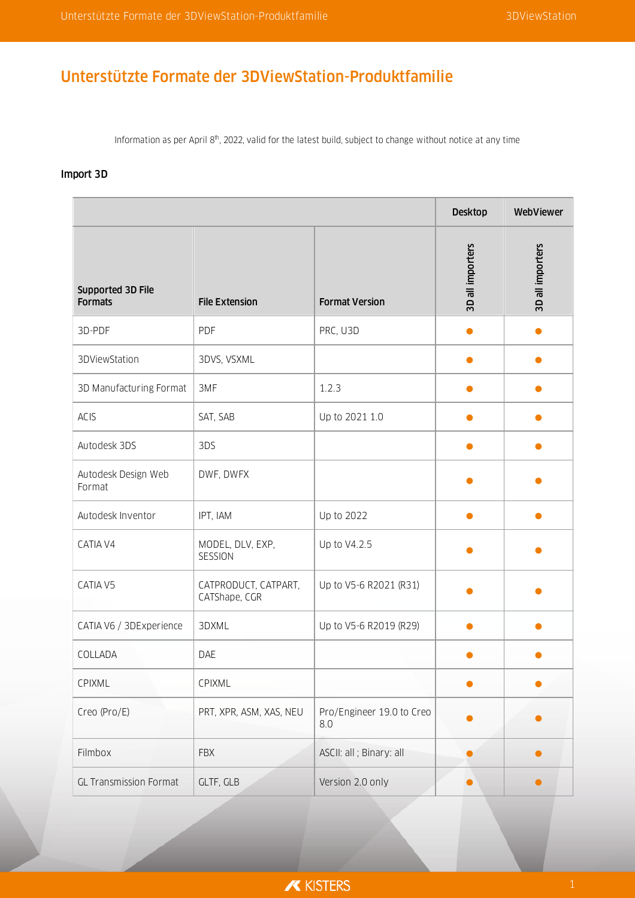# Unterstützte Formate der 3DViewStation-Produktfamilie

Information as per April 8th, 2022, valid for the latest build, subject to change without notice at any time

**Import 3D**

| | | | Desktop | WebViewer |
|---|---|---|---|---|
| **Supported 3D File Formats** | **File Extension** | **Format Version** | **3D all importers** | **3D all importers** |
| 3D-PDF | PDF | PRC, U3D | ● | ● |
| 3DViewStation | 3DVS, VSXML | | ● | ● |
| 3D Manufacturing Format | 3MF | 1.2.3 | ● | ● |
| ACIS | SAT, SAB | Up to 2021 1.0 | ● | ● |
| Autodesk 3DS | 3DS | | ● | ● |
| Autodesk Design Web Format | DWF, DWFX | | ● | ● |
| Autodesk Inventor | IPT, IAM | Up to 2022 | ● | ● |
| CATIA V4 | MODEL, DLV, EXP, SESSION | Up to V4.2.5 | ● | ● |
| CATIA V5 | CATPRODUCT, CATPART, CATShape, CGR | Up to V5-6 R2021 (R31) | ● | ● |
| CATIA V6 / 3DExperience | 3DXML | Up to V5-6 R2019 (R29) | ● | ● |
| COLLADA | DAE | | ● | ● |
| CPIXML | CPIXML | | ● | ● |
| Creo (Pro/E) | PRT, XPR, ASM, XAS, NEU | Pro/Engineer 19.0 to Creo 8.0 | ● | ● |
| Filmbox | FBX | ASCII: all ; Binary: all | ● | ● |
| GL Transmission Format | GLTF, GLB | Version 2.0 only | ● | ● |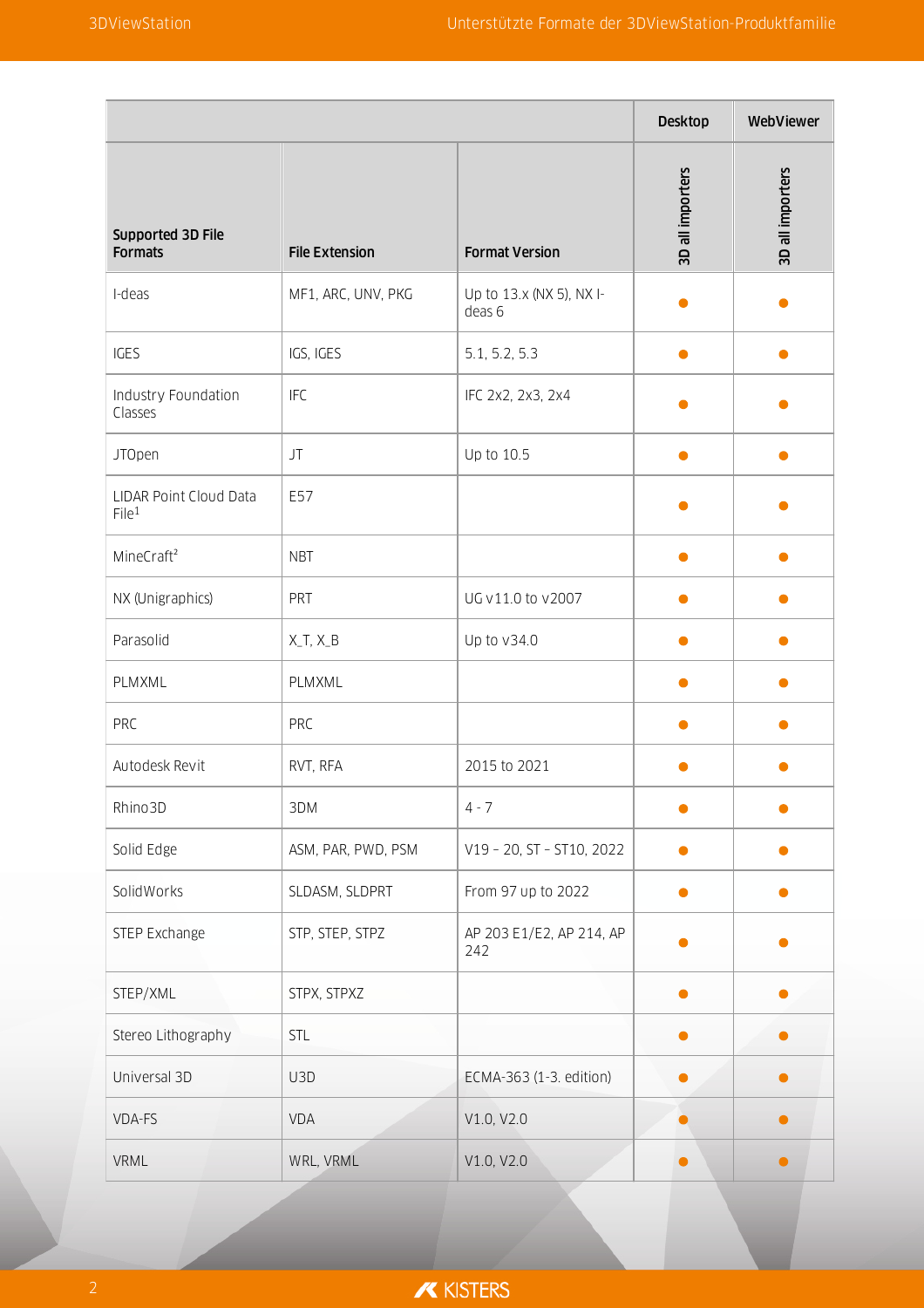| | | | Desktop | WebViewer |
|---|---|---|---|---|
| Supported 3D File Formats | File Extension | Format Version | 3D all importers | 3D all importers |
| I-deas | MF1, ARC, UNV, PKG | Up to 13.x (NX 5), NX I-deas 6 | ● | ● |
| IGES | IGS, IGES | 5.1, 5.2, 5.3 | ● | ● |
| Industry Foundation Classes | IFC | IFC 2x2, 2x3, 2x4 | ● | ● |
| JTOpen | JT | Up to 10.5 | ● | ● |
| LIDAR Point Cloud Data File[1] | E57 | | ● | ● |
| MineCraft[2] | NBT | | ● | ● |
| NX (Unigraphics) | PRT | UG v11.0 to v2007 | ● | ● |
| Parasolid | X_T, X_B | Up to v34.0 | ● | ● |
| PLMXML | PLMXML | | ● | ● |
| PRC | PRC | | ● | ● |
| Autodesk Revit | RVT, RFA | 2015 to 2021 | ● | ● |
| Rhino3D | 3DM | 4 - 7 | ● | ● |
| Solid Edge | ASM, PAR, PWD, PSM | V19 – 20, ST – ST10, 2022 | ● | ● |
| SolidWorks | SLDASM, SLDPRT | From 97 up to 2022 | ● | ● |
| STEP Exchange | STP, STEP, STPZ | AP 203 E1/E2, AP 214, AP 242 | ● | ● |
| STEP/XML | STPX, STPXZ | | ● | ● |
| Stereo Lithography | STL | | ● | ● |
| Universal 3D | U3D | ECMA-363 (1-3. edition) | ● | ● |
| VDA-FS | VDA | V1.0, V2.0 | ● | ● |
| VRML | WRL, VRML | V1.0, V2.0 | ● | ● |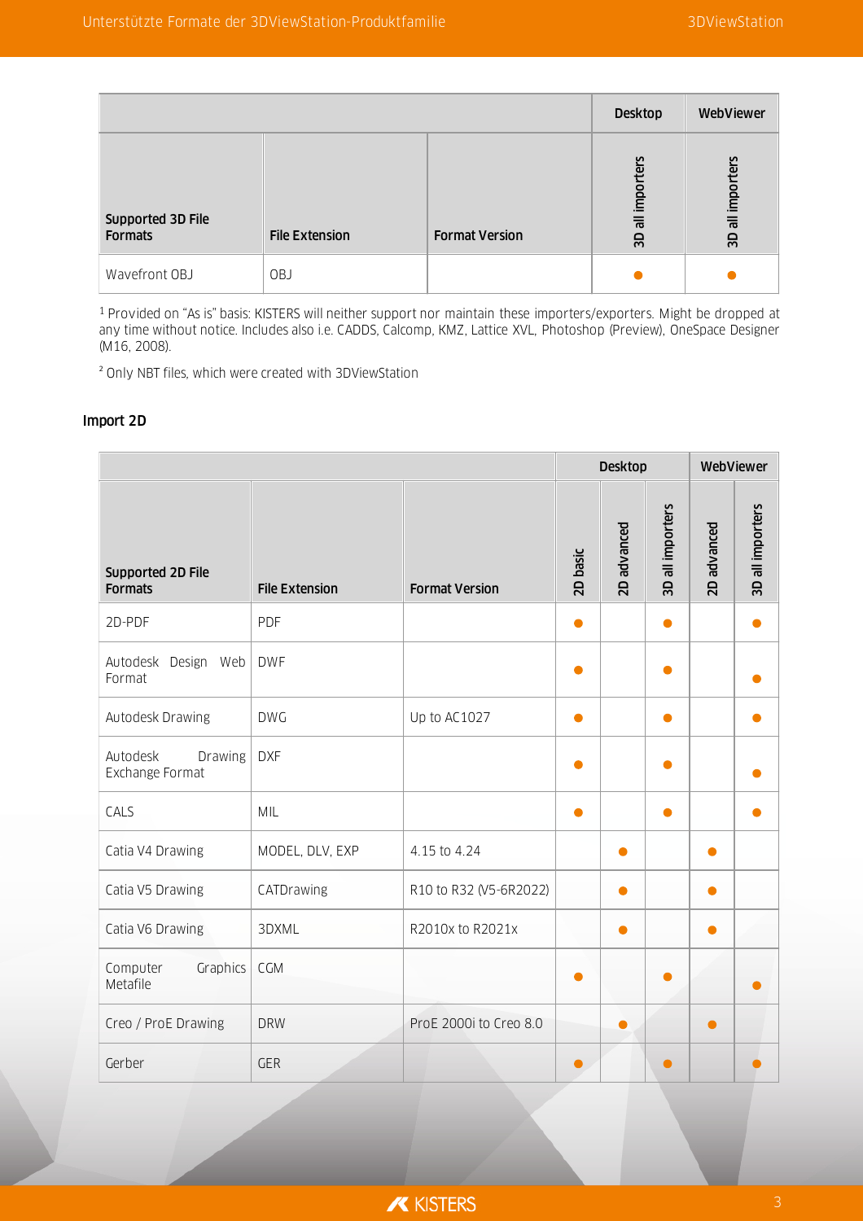| | | | Desktop | WebViewer |
|---|---|---|---|---|
| **Supported 3D File Formats** | **File Extension** | **Format Version** | **3D all importers** | **3D all importers** |
| Wavefront OBJ | OBJ | | ● | ● |

[1] Provided on "As is" basis: KISTERS will neither support nor maintain these importers/exporters. Might be dropped at any time without notice. Includes also i.e. CADDS, Calcomp, KMZ, Lattice XVL, Photoshop (Preview), OneSpace Designer (M16, 2008).

[2] Only NBT files, which were created with 3DViewStation

### Import 2D

| | | | Desktop | | | WebViewer | |
|---|---|---|---|---|---|---|---|
| **Supported 2D File Formats** | **File Extension** | **Format Version** | **2D basic** | **2D advanced** | **3D all importers** | **2D advanced** | **3D all importers** |
| 2D-PDF | PDF | | ● | | ● | | ● |
| Autodesk Design Web Format | DWF | | ● | | ● | | ● |
| Autodesk Drawing | DWG | Up to AC1027 | ● | | ● | | ● |
| Autodesk Drawing Exchange Format | DXF | | ● | | ● | | ● |
| CALS | MIL | | ● | | ● | | ● |
| Catia V4 Drawing | MODEL, DLV, EXP | 4.15 to 4.24 | | ● | | ● | |
| Catia V5 Drawing | CATDrawing | R10 to R32 (V5-6R2022) | | ● | | ● | |
| Catia V6 Drawing | 3DXML | R2010x to R2021x | | ● | | ● | |
| Computer Graphics Metafile | CGM | | ● | | ● | | ● |
| Creo / ProE Drawing | DRW | ProE 2000i to Creo 8.0 | | ● | | ● | |
| Gerber | GER | | ● | | ● | | ● |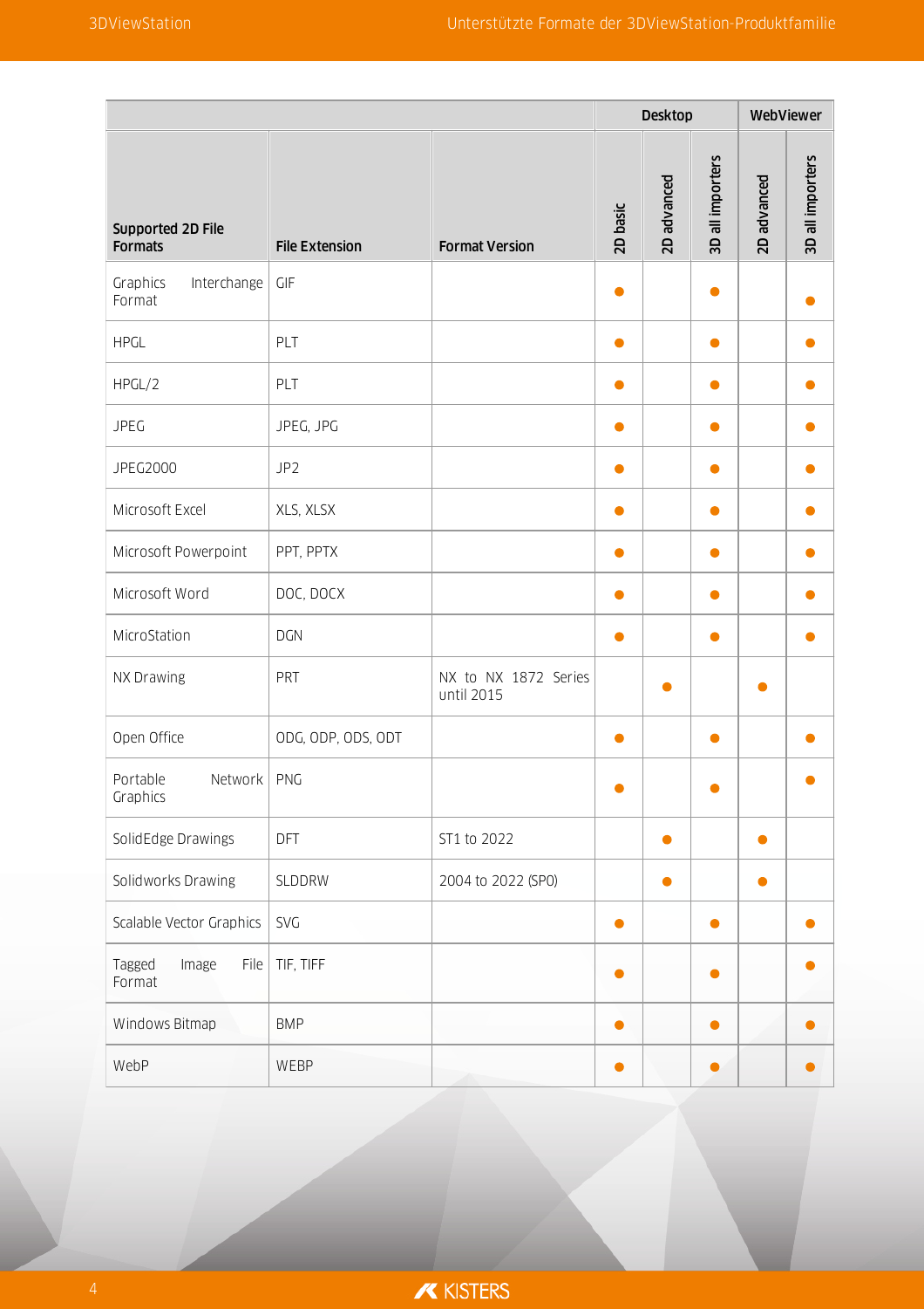| | | | Desktop | | | WebViewer | |
|---|---|---|---|---|---|---|---|
| **Supported 2D File Formats** | **File Extension** | **Format Version** | **2D basic** | **2D advanced** | **3D all importers** | **2D advanced** | **3D all importers** |
| Graphics Interchange Format | GIF | | ● | | ● | | ● |
| HPGL | PLT | | ● | | ● | | ● |
| HPGL/2 | PLT | | ● | | ● | | ● |
| JPEG | JPEG, JPG | | ● | | ● | | ● |
| JPEG2000 | JP2 | | ● | | ● | | ● |
| Microsoft Excel | XLS, XLSX | | ● | | ● | | ● |
| Microsoft Powerpoint | PPT, PPTX | | ● | | ● | | ● |
| Microsoft Word | DOC, DOCX | | ● | | ● | | ● |
| MicroStation | DGN | | ● | | ● | | ● |
| NX Drawing | PRT | NX to NX 1872 Series until 2015 | | ● | | ● | |
| Open Office | ODG, ODP, ODS, ODT | | ● | | ● | | ● |
| Portable Network Graphics | PNG | | ● | | ● | | ● |
| SolidEdge Drawings | DFT | ST1 to 2022 | | ● | | ● | |
| Solidworks Drawing | SLDDRW | 2004 to 2022 (SP0) | | ● | | ● | |
| Scalable Vector Graphics | SVG | | ● | | ● | | ● |
| Tagged Image File Format | TIF, TIFF | | ● | | ● | | ● |
| Windows Bitmap | BMP | | ● | | ● | | ● |
| WebP | WEBP | | ● | | ● | | ● |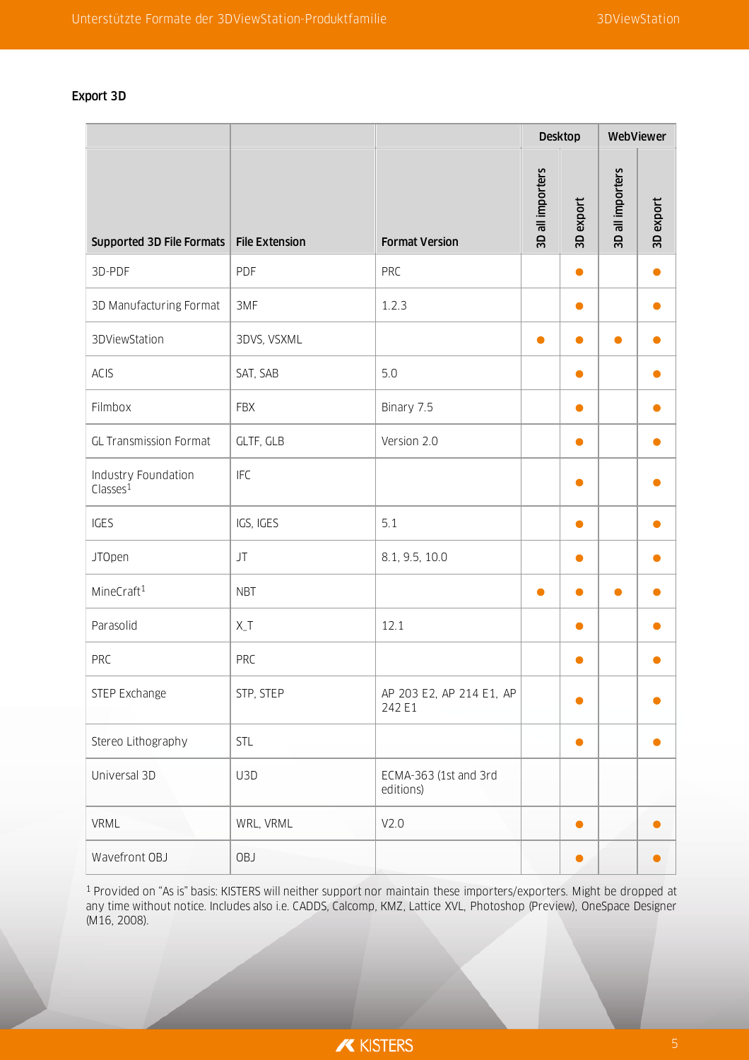### Export 3D

| | | | Desktop | | WebViewer | |
|---|---|---|---|---|---|---|
| **Supported 3D File Formats** | **File Extension** | **Format Version** | **3D all importers** | **3D export** | **3D all importers** | **3D export** |
| 3D-PDF | PDF | PRC | | ● | | ● |
| 3D Manufacturing Format | 3MF | 1.2.3 | | ● | | ● |
| 3DViewStation | 3DVS, VSXML | | ● | ● | ● | ● |
| ACIS | SAT, SAB | 5.0 | | ● | | ● |
| Filmbox | FBX | Binary 7.5 | | ● | | ● |
| GL Transmission Format | GLTF, GLB | Version 2.0 | | ● | | ● |
| Industry Foundation Classes[1] | IFC | | | ● | | ● |
| IGES | IGS, IGES | 5.1 | | ● | | ● |
| JTOpen | JT | 8.1, 9.5, 10.0 | | ● | | ● |
| MineCraft[1] | NBT | | ● | ● | ● | ● |
| Parasolid | X_T | 12.1 | | ● | | ● |
| PRC | PRC | | | ● | | ● |
| STEP Exchange | STP, STEP | AP 203 E2, AP 214 E1, AP 242 E1 | | ● | | ● |
| Stereo Lithography | STL | | | ● | | ● |
| Universal 3D | U3D | ECMA-363 (1st and 3rd editions) | | | | |
| VRML | WRL, VRML | V2.0 | | ● | | ● |
| Wavefront OBJ | OBJ | | | ● | | ● |

[1] Provided on "As is" basis: KISTERS will neither support nor maintain these importers/exporters. Might be dropped at any time without notice. Includes also i.e. CADDS, Calcomp, KMZ, Lattice XVL, Photoshop (Preview), OneSpace Designer (M16, 2008).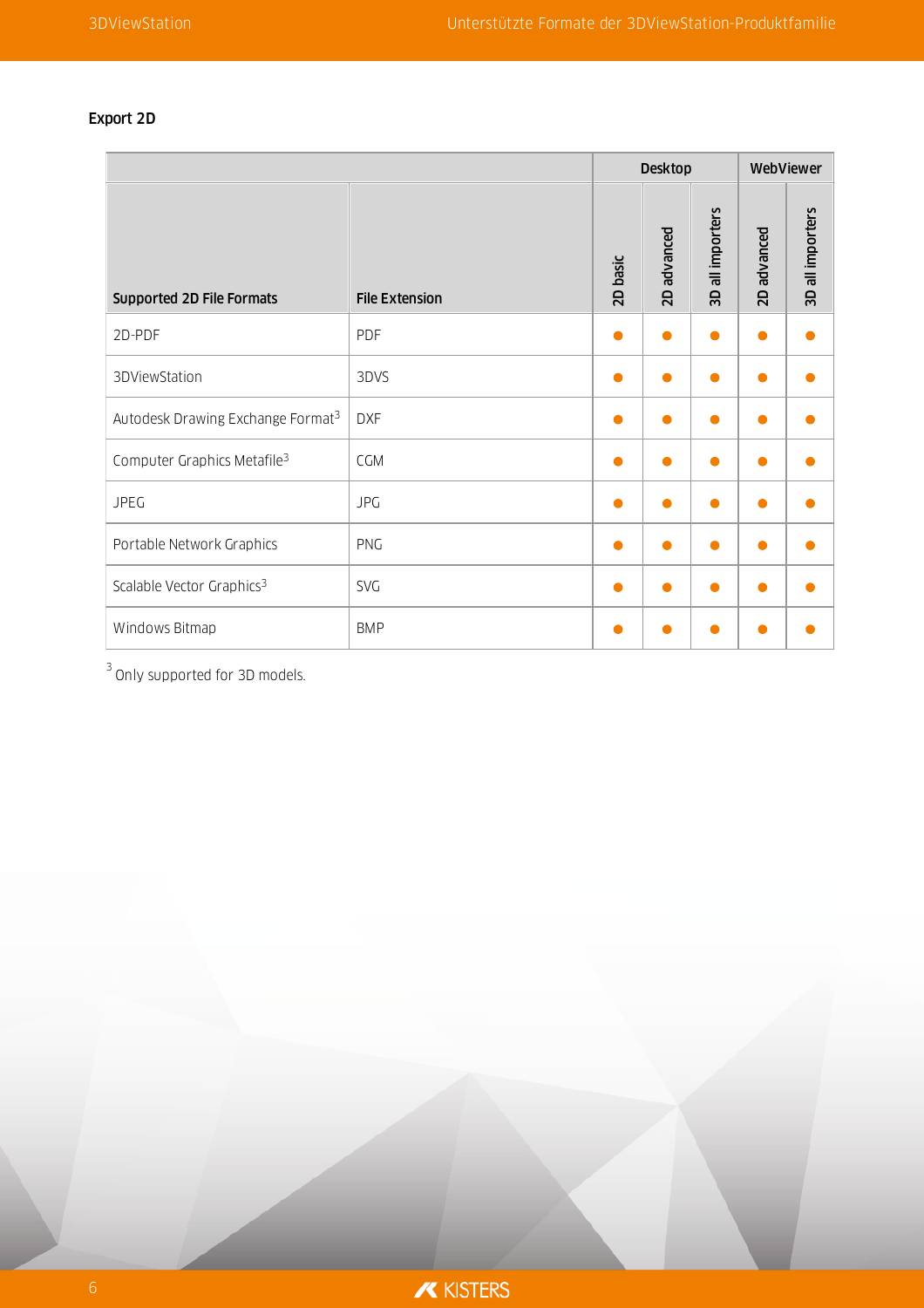### Export 2D

| | | Desktop | | | WebViewer | |
|---|---|---|---|---|---|---|
| **Supported 2D File Formats** | **File Extension** | **2D basic** | **2D advanced** | **3D all importers** | **2D advanced** | **3D all importers** |
| 2D-PDF | PDF | ● | ● | ● | ● | ● |
| 3DViewStation | 3DVS | ● | ● | ● | ● | ● |
| Autodesk Drawing Exchange Format[3] | DXF | ● | ● | ● | ● | ● |
| Computer Graphics Metafile[3] | CGM | ● | ● | ● | ● | ● |
| JPEG | JPG | ● | ● | ● | ● | ● |
| Portable Network Graphics | PNG | ● | ● | ● | ● | ● |
| Scalable Vector Graphics[3] | SVG | ● | ● | ● | ● | ● |
| Windows Bitmap | BMP | ● | ● | ● | ● | ● |

[3] Only supported for 3D models.